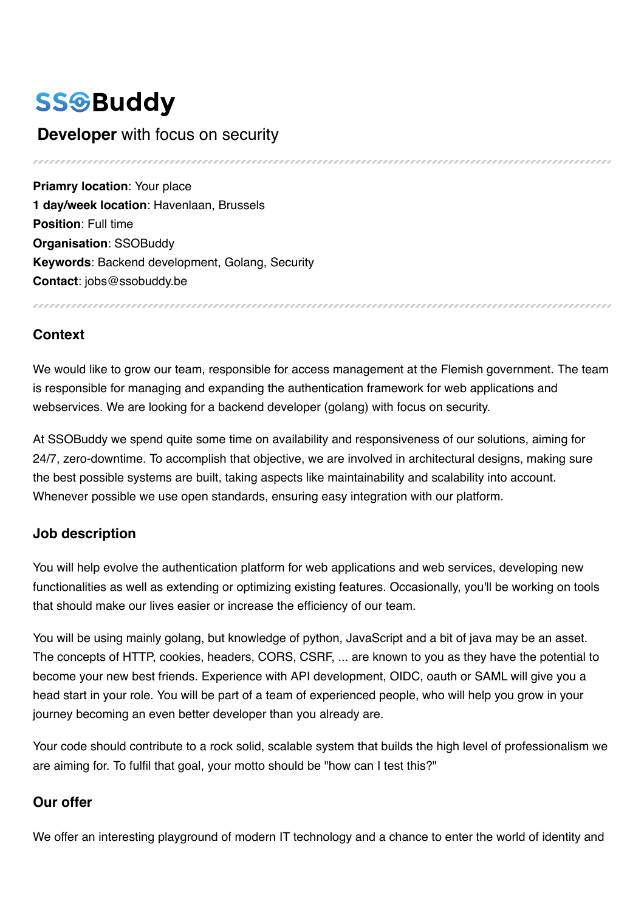# SSOBuddy

## **Developer** with focus on security

---

**Priamry location**: Your place
**1 day/week location**: Havenlaan, Brussels
**Position**: Full time
**Organisation**: SSOBuddy
**Keywords**: Backend development, Golang, Security
**Contact**: jobs@ssobuddy.be

---

### Context

We would like to grow our team, responsible for access management at the Flemish government. The team is responsible for managing and expanding the authentication framework for web applications and webservices. We are looking for a backend developer (golang) with focus on security.

At SSOBuddy we spend quite some time on availability and responsiveness of our solutions, aiming for 24/7, zero-downtime. To accomplish that objective, we are involved in architectural designs, making sure the best possible systems are built, taking aspects like maintainability and scalability into account. Whenever possible we use open standards, ensuring easy integration with our platform.

### Job description

You will help evolve the authentication platform for web applications and web services, developing new functionalities as well as extending or optimizing existing features. Occasionally, you'll be working on tools that should make our lives easier or increase the efficiency of our team.

You will be using mainly golang, but knowledge of python, JavaScript and a bit of java may be an asset. The concepts of HTTP, cookies, headers, CORS, CSRF, ... are known to you as they have the potential to become your new best friends. Experience with API development, OIDC, oauth or SAML will give you a head start in your role. You will be part of a team of experienced people, who will help you grow in your journey becoming an even better developer than you already are.

Your code should contribute to a rock solid, scalable system that builds the high level of professionalism we are aiming for. To fulfil that goal, your motto should be "how can I test this?"

### Our offer

We offer an interesting playground of modern IT technology and a chance to enter the world of identity and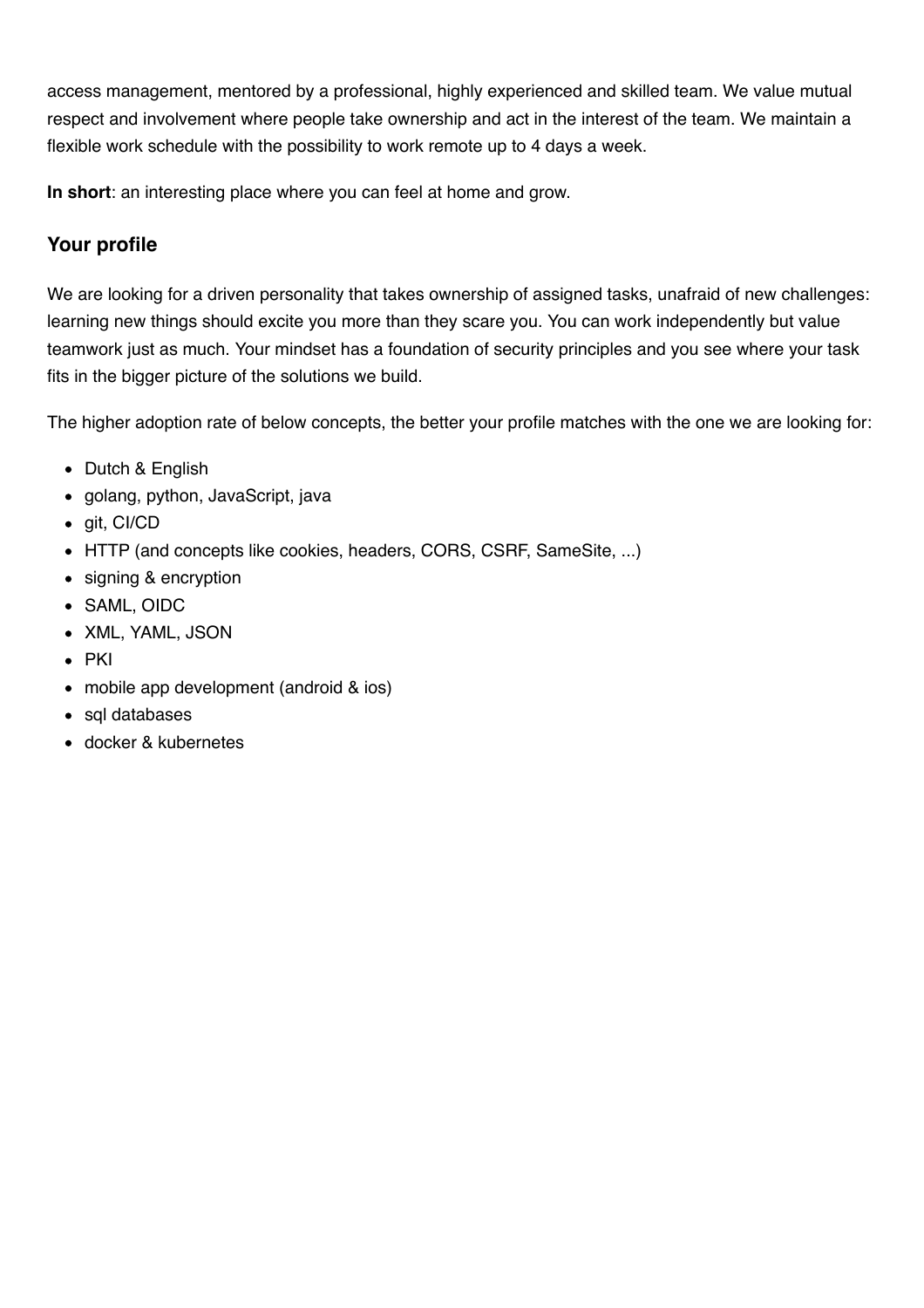access management, mentored by a professional, highly experienced and skilled team. We value mutual respect and involvement where people take ownership and act in the interest of the team. We maintain a flexible work schedule with the possibility to work remote up to 4 days a week.

**In short**: an interesting place where you can feel at home and grow.

## Your profile

We are looking for a driven personality that takes ownership of assigned tasks, unafraid of new challenges: learning new things should excite you more than they scare you. You can work independently but value teamwork just as much. Your mindset has a foundation of security principles and you see where your task fits in the bigger picture of the solutions we build.

The higher adoption rate of below concepts, the better your profile matches with the one we are looking for:

- Dutch & English
- golang, python, JavaScript, java
- git, CI/CD
- HTTP (and concepts like cookies, headers, CORS, CSRF, SameSite, ...)
- signing & encryption
- SAML, OIDC
- XML, YAML, JSON
- PKI
- mobile app development (android & ios)
- sql databases
- docker & kubernetes